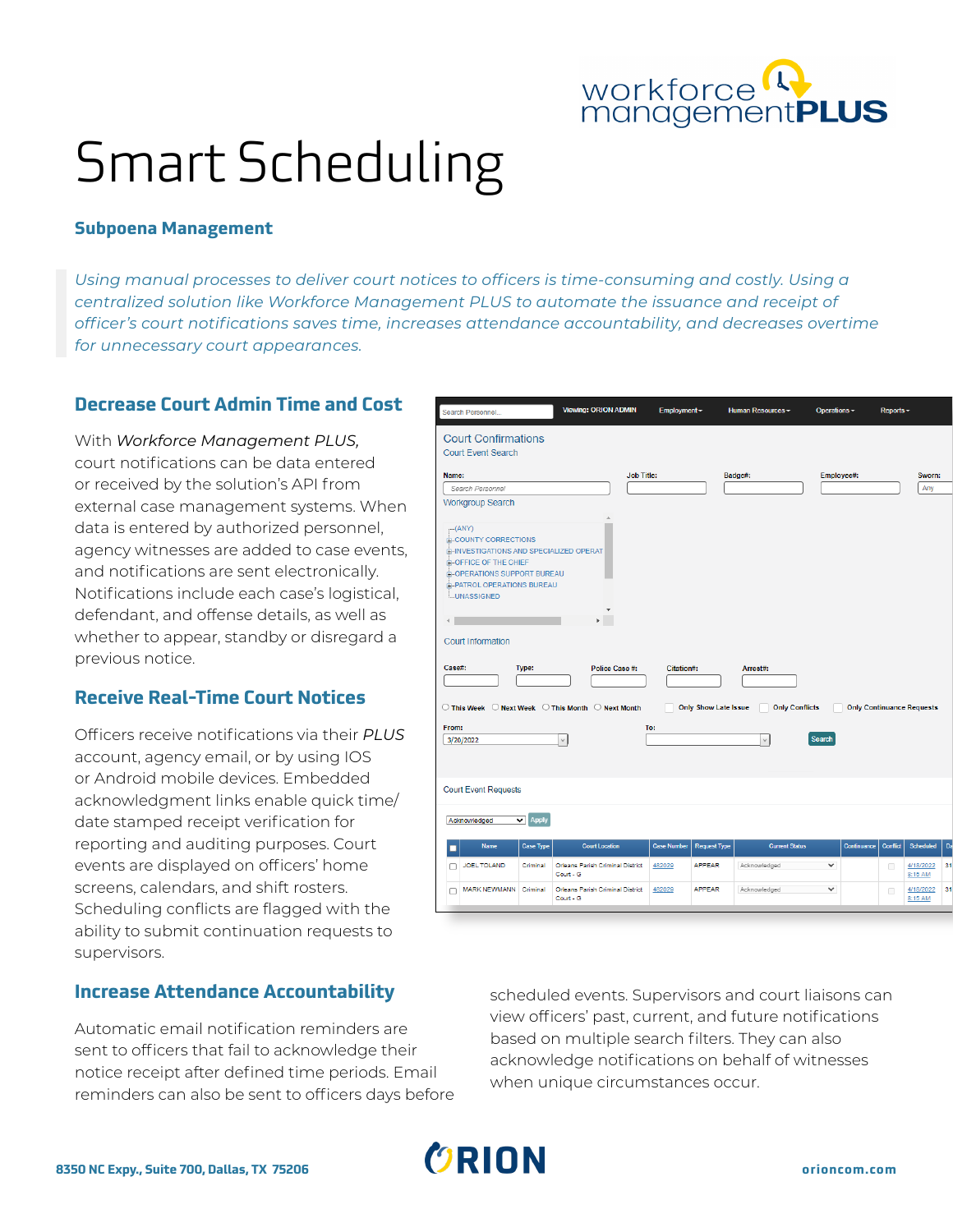# Smart Scheduling

## Subpoena Management

*Using manual processes to deliver court notices to officers is time-consuming and costly. Using a centralized solution like Workforce Management PLUS to automate the issuance and receipt of officer's court notifications saves time, increases attendance accountability, and decreases overtime for unnecessary court appearances.*

### Decrease Court Admin Time and Cost

With *Workforce Management PLUS*, court notifications can be data entered or received by the solution's API from external case management systems. When data is entered by authorized personnel, agency witnesses are added to case events, and notifications are sent electronically. Notifications include each case's logistical, defendant, and offense details, as well as whether to appear, standby or disregard a previous notice.

### Receive Real-Time Court Notices

Officers receive notifications via their *PLUS* account, agency email, or by using IOS or Android mobile devices. Embedded acknowledgment links enable quick time/date stamped receipt verification for reporting and auditing purposes. Court events are displayed on officers' home screens, calendars, and shift rosters. Scheduling conflicts are flagged with the ability to submit continuation requests to supervisors.

### Increase Attendance Accountability

Automatic email notification reminders are sent to officers that fail to acknowledge their notice receipt after defined time periods. Email reminders can also be sent to officers days before scheduled events. Supervisors and court liaisons can view officers' past, current, and future notifications based on multiple search filters. They can also acknowledge notifications on behalf of witnesses when unique circumstances occur.

8350 NC Expy., Suite 700, Dallas, TX 75206

orioncom.com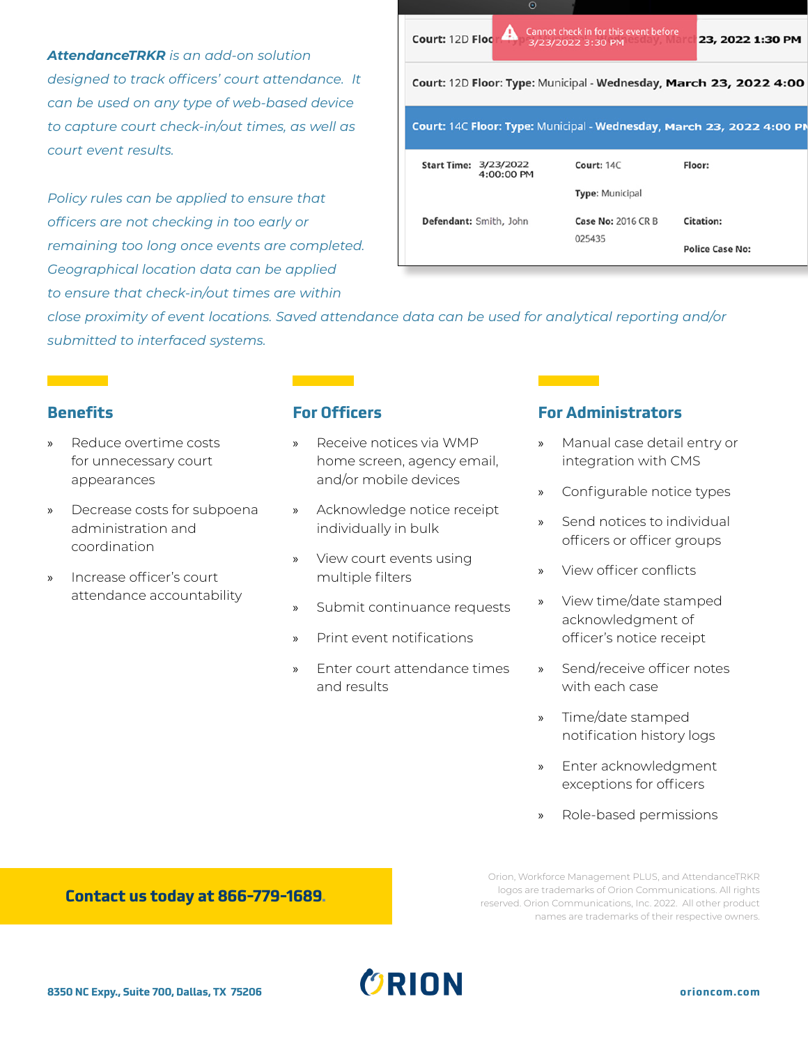*AttendanceTRKR is an add-on solution designed to track officers' court attendance. It can be used on any type of web-based device to capture court check-in/out times, as well as court event results.*

*Policy rules can be applied to ensure that officers are not checking in too early or remaining too long once events are completed. Geographical location data can be applied to ensure that check-in/out times are within close proximity of event locations. Saved attendance data can be used for analytical reporting and/or submitted to interfaced systems.*

Court: 12D Floor: Type: Municipal - Wednesday, March 23, 2022 1:30 PM

Cannot check in for this event before 3/23/2022 3:30 PM

Court: 12D Floor: Type: Municipal - Wednesday, March 23, 2022 4:00

Court: 14C Floor: Type: Municipal - Wednesday, March 23, 2022 4:00 PM

Start Time: 3/23/2022 4:00:00 PM
Court: 14C
Floor:
Type: Municipal
Defendant: Smith, John
Case No: 2016 CR B 025435
Citation:
Police Case No:

## Benefits

- Reduce overtime costs for unnecessary court appearances
- Decrease costs for subpoena administration and coordination
- Increase officer's court attendance accountability

## For Officers

- Receive notices via WMP home screen, agency email, and/or mobile devices
- Acknowledge notice receipt individually in bulk
- View court events using multiple filters
- Submit continuance requests
- Print event notifications
- Enter court attendance times and results

## For Administrators

- Manual case detail entry or integration with CMS
- Configurable notice types
- Send notices to individual officers or officer groups
- View officer conflicts
- View time/date stamped acknowledgment of officer's notice receipt
- Send/receive officer notes with each case
- Time/date stamped notification history logs
- Enter acknowledgment exceptions for officers
- Role-based permissions

**Contact us today at 866-779-1689.**

Orion, Workforce Management PLUS, and AttendanceTRKR logos are trademarks of Orion Communications. All rights reserved. Orion Communications, Inc. 2022. All other product names are trademarks of their respective owners.

8350 NC Expy., Suite 700, Dallas, TX 75206

ORION

orioncom.com